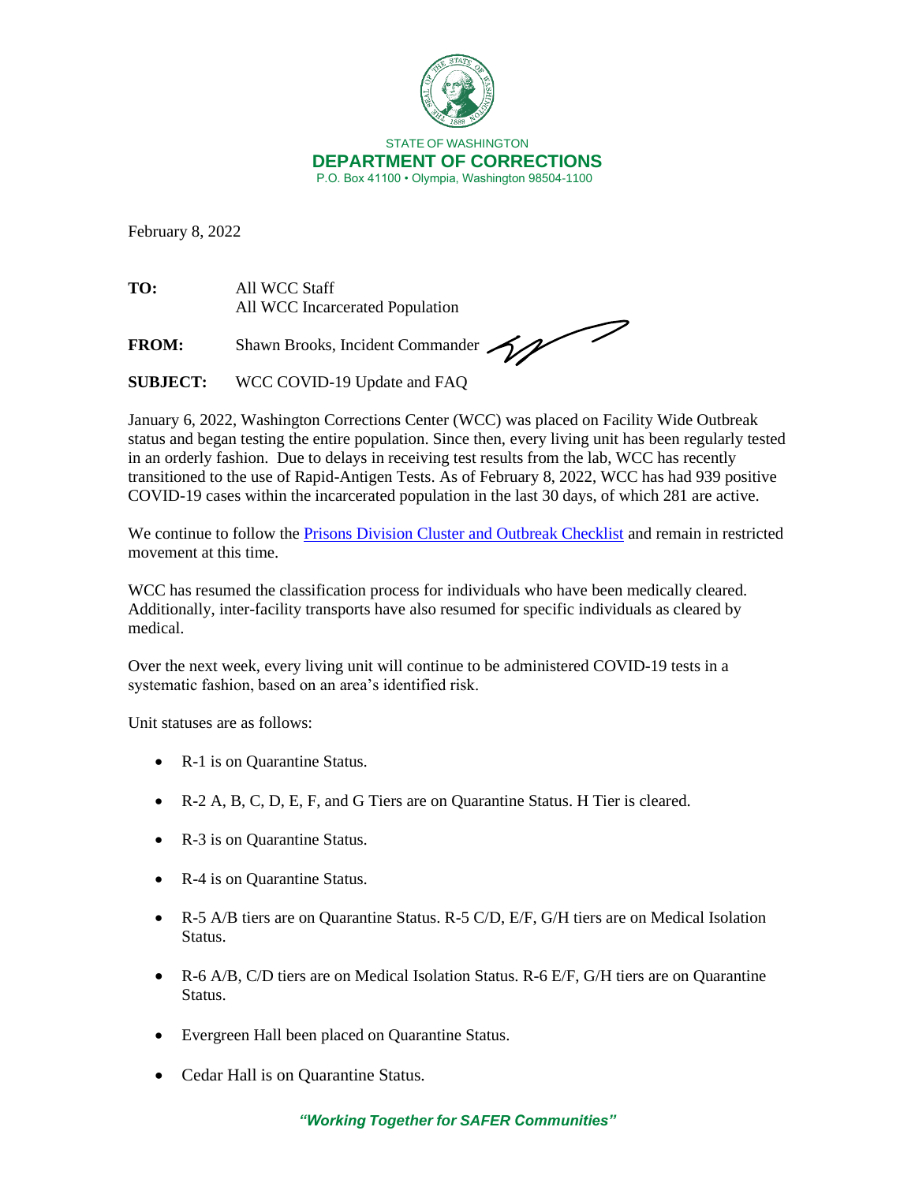STATE OF WASHINGTON

**DEPARTMENT OF CORRECTIONS**

P.O. Box 41100 • Olympia, Washington 98504-1100

February 8, 2022

**TO:** All WCC Staff
All WCC Incarcerated Population

**FROM:** Shawn Brooks, Incident Commander

**SUBJECT:** WCC COVID-19 Update and FAQ

January 6, 2022, Washington Corrections Center (WCC) was placed on Facility Wide Outbreak status and began testing the entire population. Since then, every living unit has been regularly tested in an orderly fashion. Due to delays in receiving test results from the lab, WCC has recently transitioned to the use of Rapid-Antigen Tests. As of February 8, 2022, WCC has had 939 positive COVID-19 cases within the incarcerated population in the last 30 days, of which 281 are active.

We continue to follow the [Prisons Division Cluster and Outbreak Checklist] and remain in restricted movement at this time.

WCC has resumed the classification process for individuals who have been medically cleared. Additionally, inter-facility transports have also resumed for specific individuals as cleared by medical.

Over the next week, every living unit will continue to be administered COVID-19 tests in a systematic fashion, based on an area's identified risk.

Unit statuses are as follows:

- R-1 is on Quarantine Status.
- R-2 A, B, C, D, E, F, and G Tiers are on Quarantine Status. H Tier is cleared.
- R-3 is on Quarantine Status.
- R-4 is on Quarantine Status.
- R-5 A/B tiers are on Quarantine Status. R-5 C/D, E/F, G/H tiers are on Medical Isolation Status.
- R-6 A/B, C/D tiers are on Medical Isolation Status. R-6 E/F, G/H tiers are on Quarantine Status.
- Evergreen Hall been placed on Quarantine Status.
- Cedar Hall is on Quarantine Status.

*"Working Together for SAFER Communities"*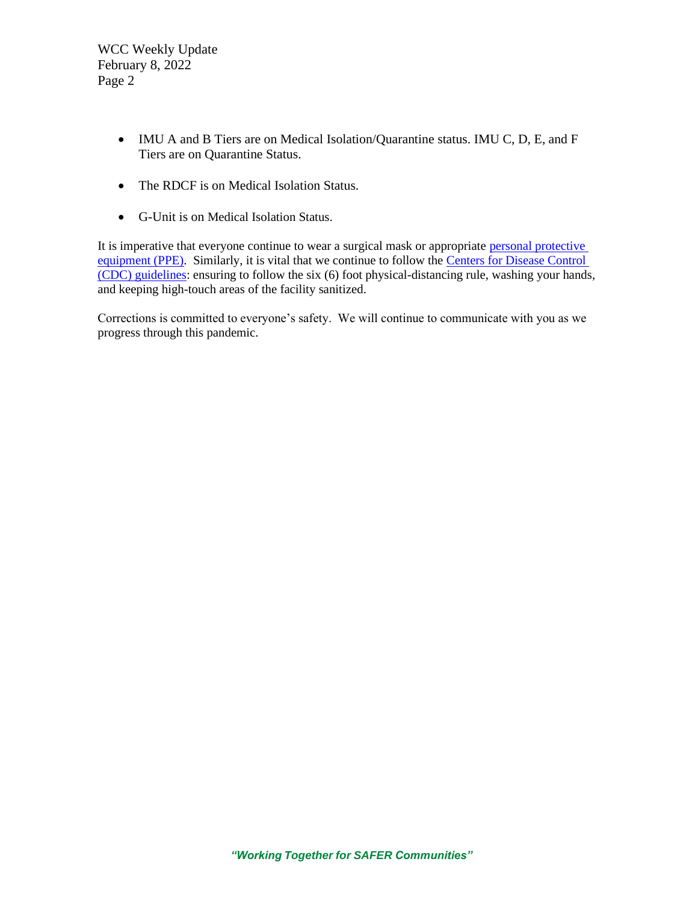- IMU A and B Tiers are on Medical Isolation/Quarantine status. IMU C, D, E, and F Tiers are on Quarantine Status.

- The RDCF is on Medical Isolation Status.

- G-Unit is on Medical Isolation Status.

It is imperative that everyone continue to wear a surgical mask or appropriate personal protective equipment (PPE). Similarly, it is vital that we continue to follow the Centers for Disease Control (CDC) guidelines: ensuring to follow the six (6) foot physical-distancing rule, washing your hands, and keeping high-touch areas of the facility sanitized.

Corrections is committed to everyone's safety. We will continue to communicate with you as we progress through this pandemic.